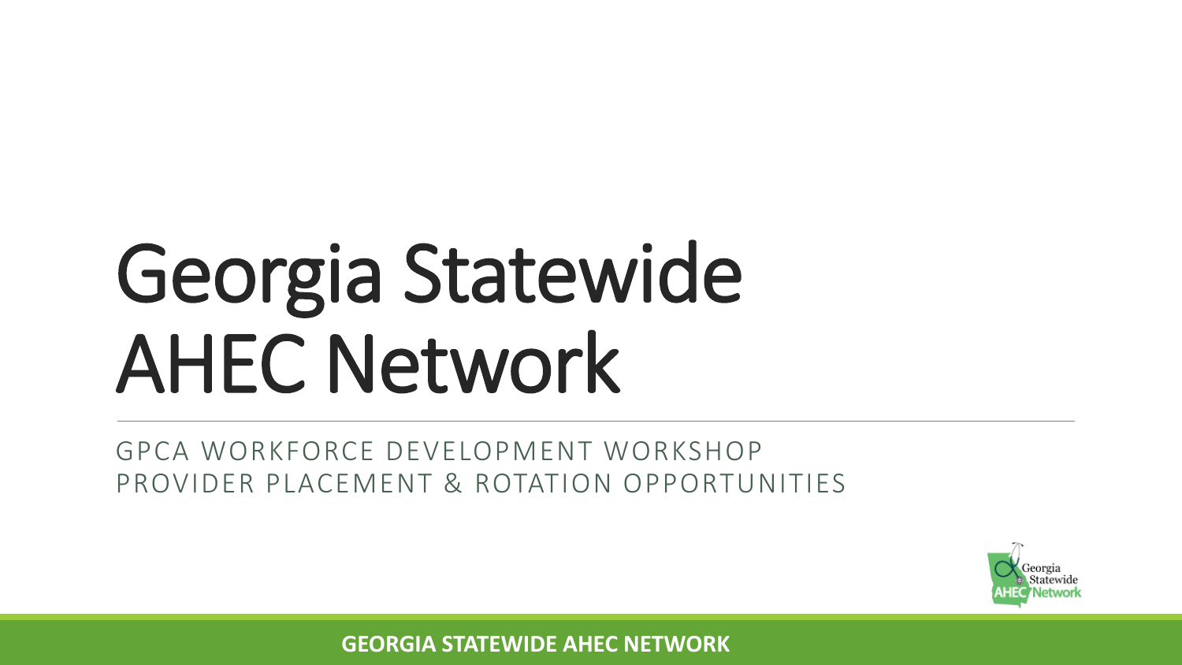# Georgia Statewide AHEC Network

GPCA WORKFORCE DEVELOPMENT WORKSHOP
PROVIDER PLACEMENT & ROTATION OPPORTUNITIES

**GEORGIA STATEWIDE AHEC NETWORK**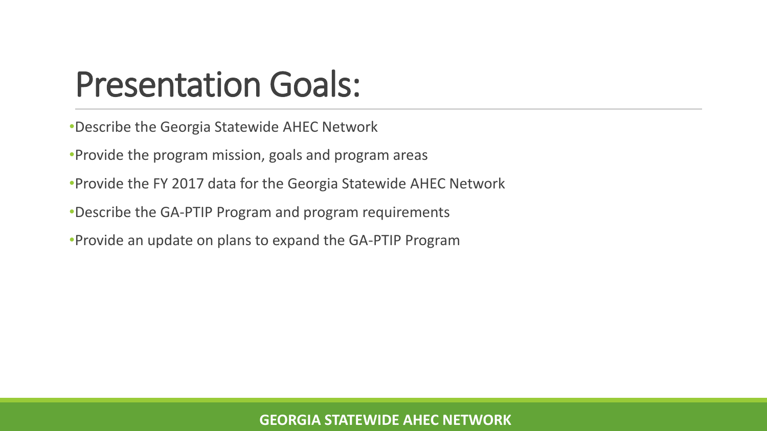# Presentation Goals:

- Describe the Georgia Statewide AHEC Network
- Provide the program mission, goals and program areas
- Provide the FY 2017 data for the Georgia Statewide AHEC Network
- Describe the GA-PTIP Program and program requirements
- Provide an update on plans to expand the GA-PTIP Program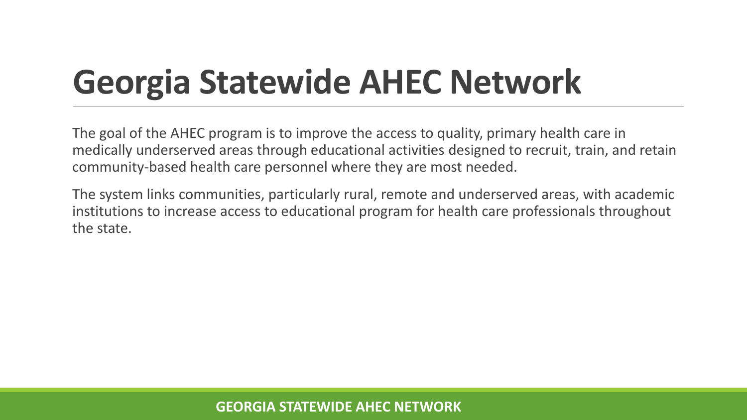# Georgia Statewide AHEC Network

The goal of the AHEC program is to improve the access to quality, primary health care in medically underserved areas through educational activities designed to recruit, train, and retain community-based health care personnel where they are most needed.

The system links communities, particularly rural, remote and underserved areas, with academic institutions to increase access to educational program for health care professionals throughout the state.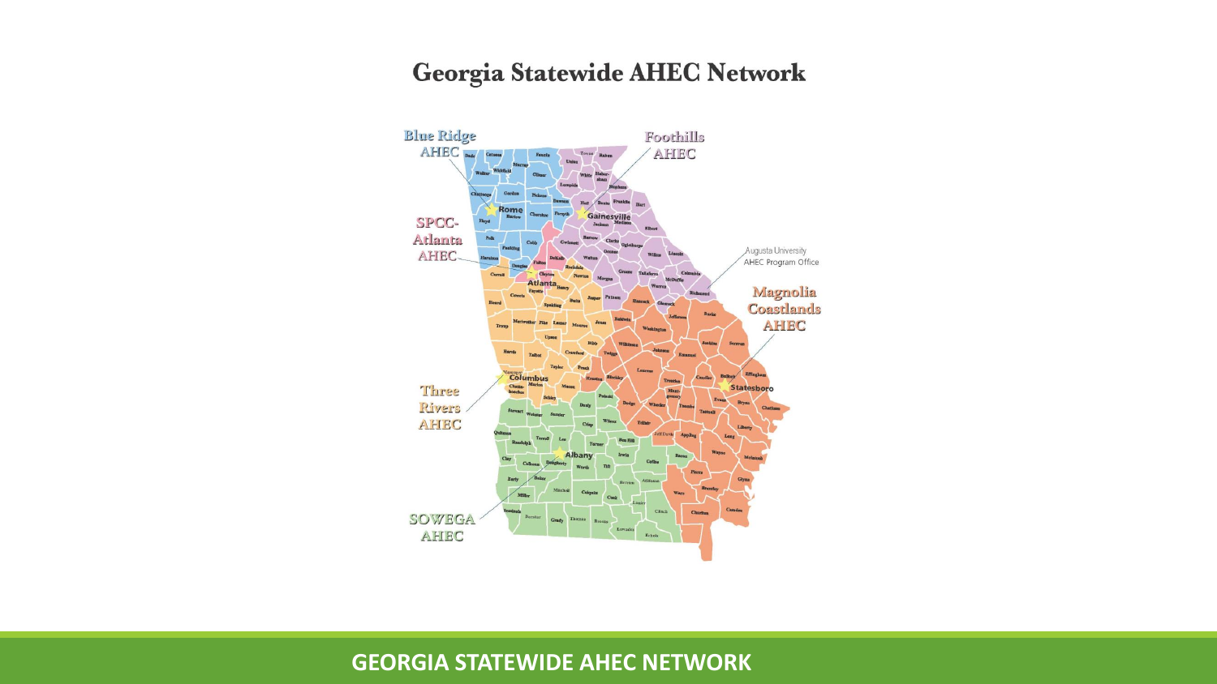# Georgia Statewide AHEC Network

Blue Ridge AHEC

Foothills AHEC

SPCC-Atlanta AHEC

Augusta University AHEC Program Office

Magnolia Coastlands AHEC

Three Rivers AHEC

SOWEGA AHEC

Rome

Gainesville

Atlanta

Columbus

Statesboro

Albany

**GEORGIA STATEWIDE AHEC NETWORK**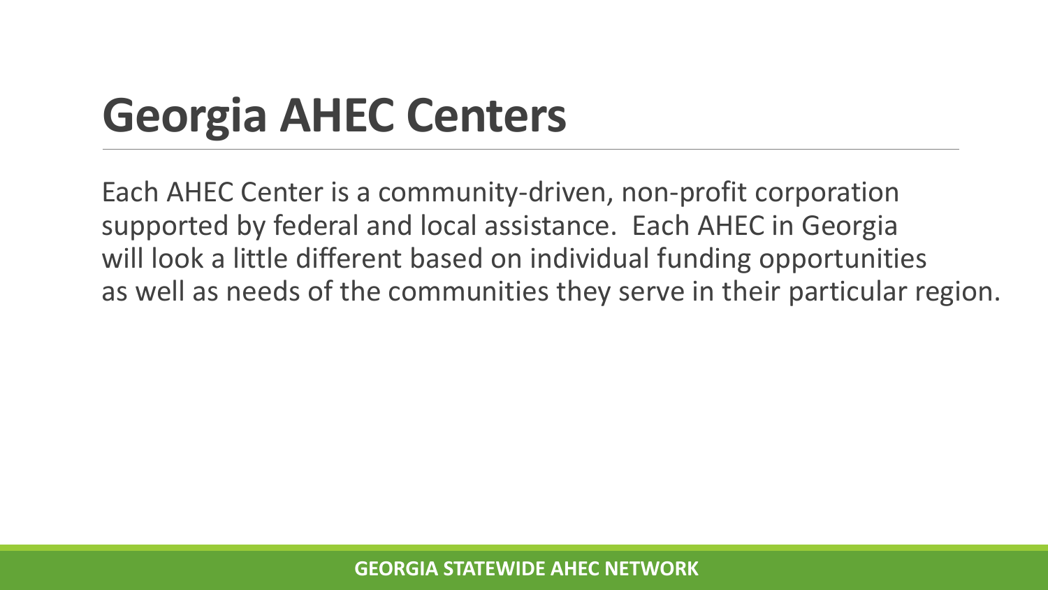# Georgia AHEC Centers

Each AHEC Center is a community-driven, non-profit corporation supported by federal and local assistance. Each AHEC in Georgia will look a little different based on individual funding opportunities as well as needs of the communities they serve in their particular region.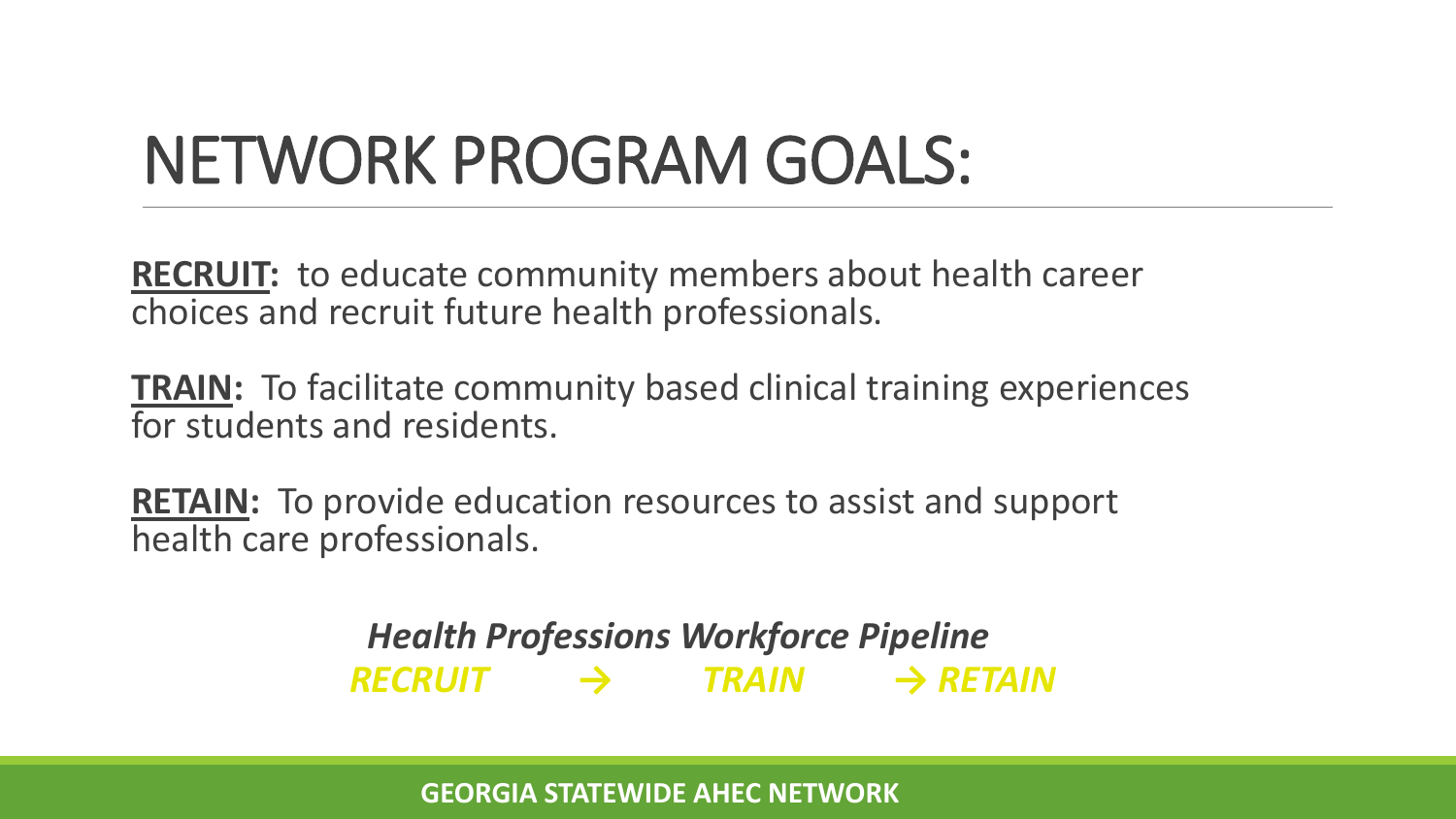# NETWORK PROGRAM GOALS:

**RECRUIT:** to educate community members about health career choices and recruit future health professionals.

**TRAIN:** To facilitate community based clinical training experiences for students and residents.

**RETAIN:** To provide education resources to assist and support health care professionals.

***Health Professions Workforce Pipeline***

***RECRUIT → TRAIN → RETAIN***

**GEORGIA STATEWIDE AHEC NETWORK**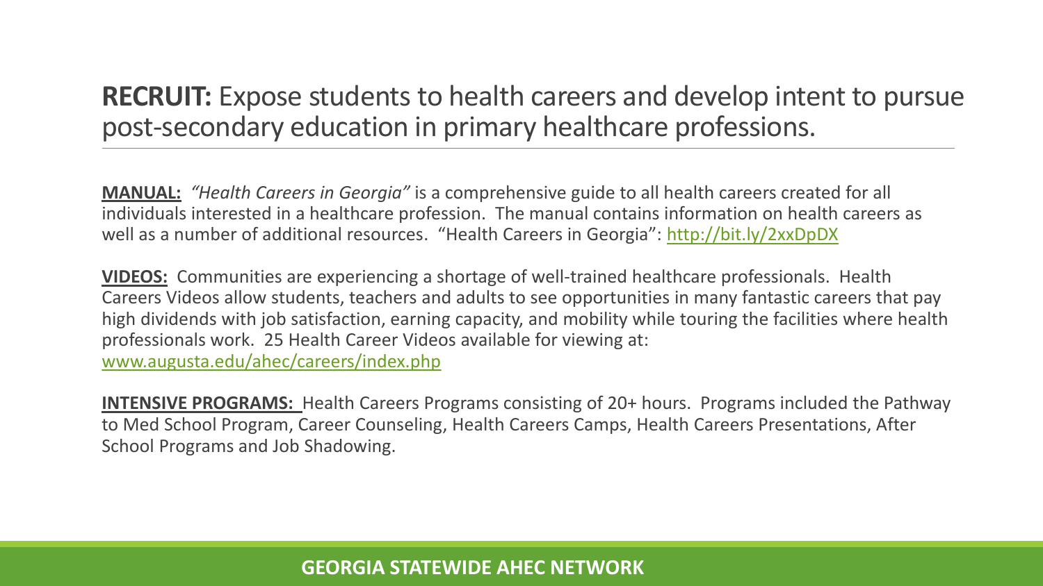## **RECRUIT:** Expose students to health careers and develop intent to pursue post-secondary education in primary healthcare professions.

**MANUAL:** *"Health Careers in Georgia"* is a comprehensive guide to all health careers created for all individuals interested in a healthcare profession. The manual contains information on health careers as well as a number of additional resources. "Health Careers in Georgia": http://bit.ly/2xxDpDX

**VIDEOS:** Communities are experiencing a shortage of well-trained healthcare professionals. Health Careers Videos allow students, teachers and adults to see opportunities in many fantastic careers that pay high dividends with job satisfaction, earning capacity, and mobility while touring the facilities where health professionals work. 25 Health Career Videos available for viewing at: www.augusta.edu/ahec/careers/index.php

**INTENSIVE PROGRAMS:** Health Careers Programs consisting of 20+ hours. Programs included the Pathway to Med School Program, Career Counseling, Health Careers Camps, Health Careers Presentations, After School Programs and Job Shadowing.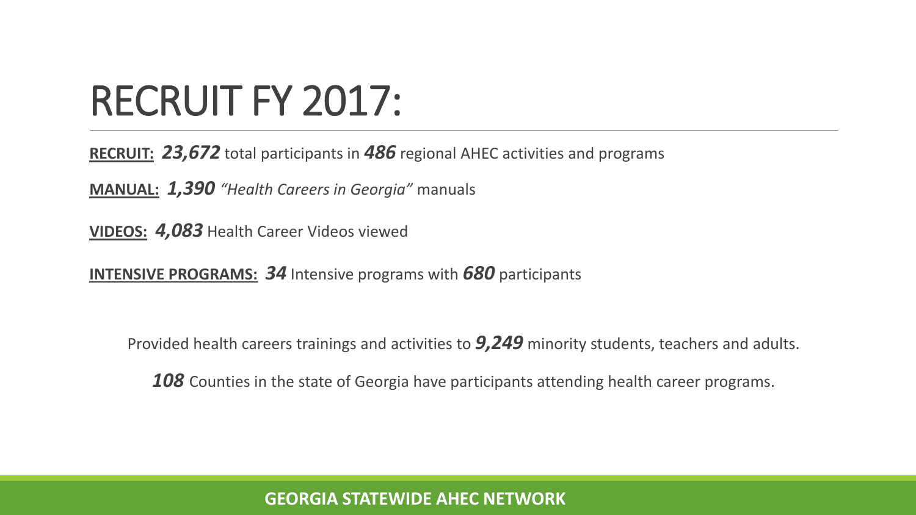# RECRUIT FY 2017:

**RECRUIT:** ***23,672*** total participants in ***486*** regional AHEC activities and programs

**MANUAL:** ***1,390*** *"Health Careers in Georgia"* manuals

**VIDEOS:** ***4,083*** Health Career Videos viewed

**INTENSIVE PROGRAMS:** ***34*** Intensive programs with ***680*** participants

Provided health careers trainings and activities to ***9,249*** minority students, teachers and adults.

***108*** Counties in the state of Georgia have participants attending health career programs.

GEORGIA STATEWIDE AHEC NETWORK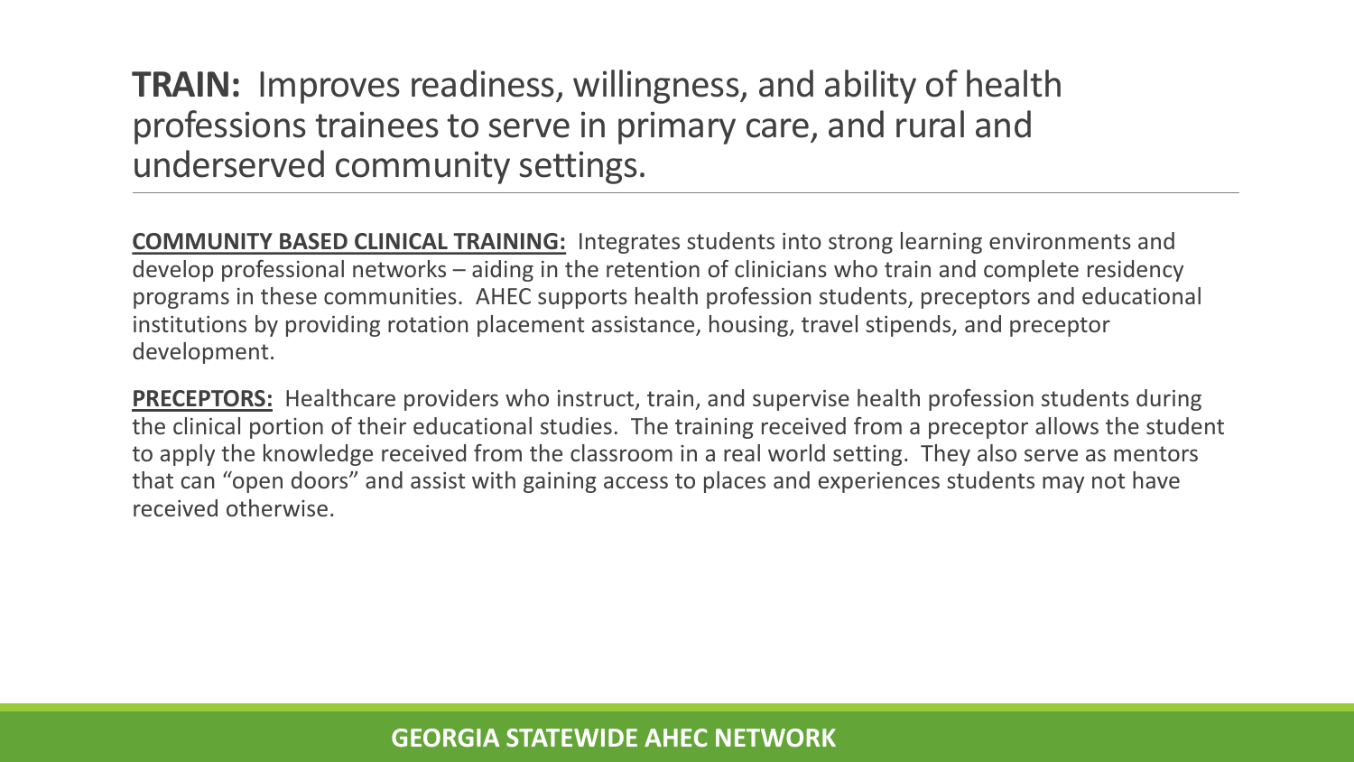## **TRAIN:** Improves readiness, willingness, and ability of health professions trainees to serve in primary care, and rural and underserved community settings.

**COMMUNITY BASED CLINICAL TRAINING:** Integrates students into strong learning environments and develop professional networks – aiding in the retention of clinicians who train and complete residency programs in these communities. AHEC supports health profession students, preceptors and educational institutions by providing rotation placement assistance, housing, travel stipends, and preceptor development.

**PRECEPTORS:** Healthcare providers who instruct, train, and supervise health profession students during the clinical portion of their educational studies. The training received from a preceptor allows the student to apply the knowledge received from the classroom in a real world setting. They also serve as mentors that can "open doors" and assist with gaining access to places and experiences students may not have received otherwise.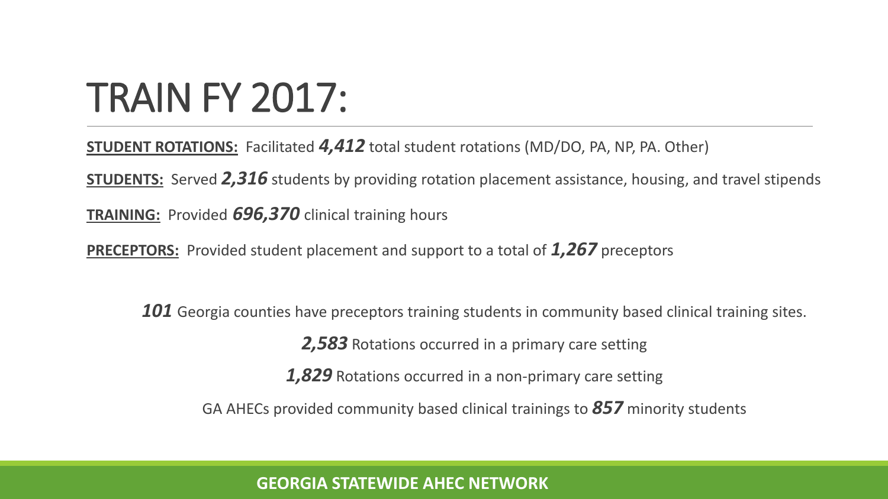# TRAIN FY 2017:

**STUDENT ROTATIONS:** Facilitated ***4,412*** total student rotations (MD/DO, PA, NP, PA. Other)

**STUDENTS:** Served ***2,316*** students by providing rotation placement assistance, housing, and travel stipends

**TRAINING:** Provided ***696,370*** clinical training hours

**PRECEPTORS:** Provided student placement and support to a total of ***1,267*** preceptors

***101*** Georgia counties have preceptors training students in community based clinical training sites.

***2,583*** Rotations occurred in a primary care setting

***1,829*** Rotations occurred in a non-primary care setting

GA AHECs provided community based clinical trainings to ***857*** minority students

**GEORGIA STATEWIDE AHEC NETWORK**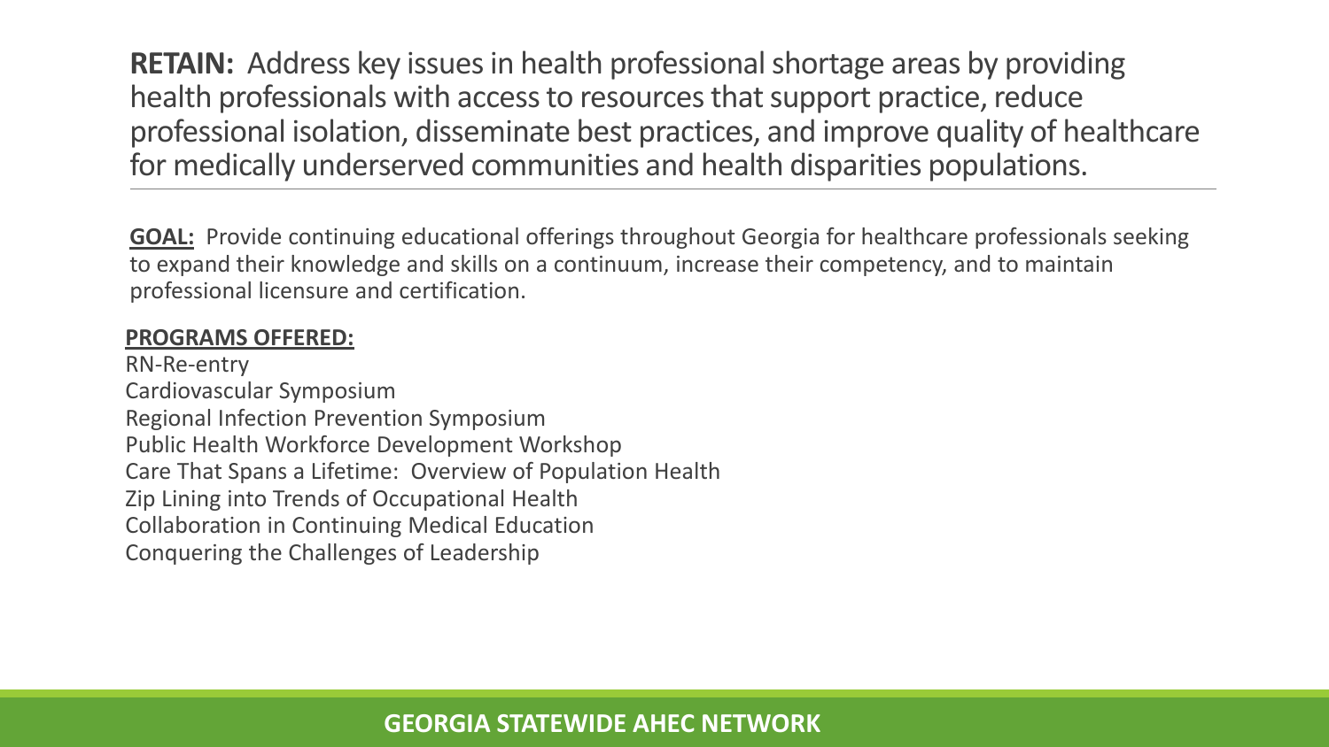**RETAIN:** Address key issues in health professional shortage areas by providing health professionals with access to resources that support practice, reduce professional isolation, disseminate best practices, and improve quality of healthcare for medically underserved communities and health disparities populations.

---

**GOAL:** Provide continuing educational offerings throughout Georgia for healthcare professionals seeking to expand their knowledge and skills on a continuum, increase their competency, and to maintain professional licensure and certification.

**PROGRAMS OFFERED:**

RN-Re-entry
Cardiovascular Symposium
Regional Infection Prevention Symposium
Public Health Workforce Development Workshop
Care That Spans a Lifetime: Overview of Population Health
Zip Lining into Trends of Occupational Health
Collaboration in Continuing Medical Education
Conquering the Challenges of Leadership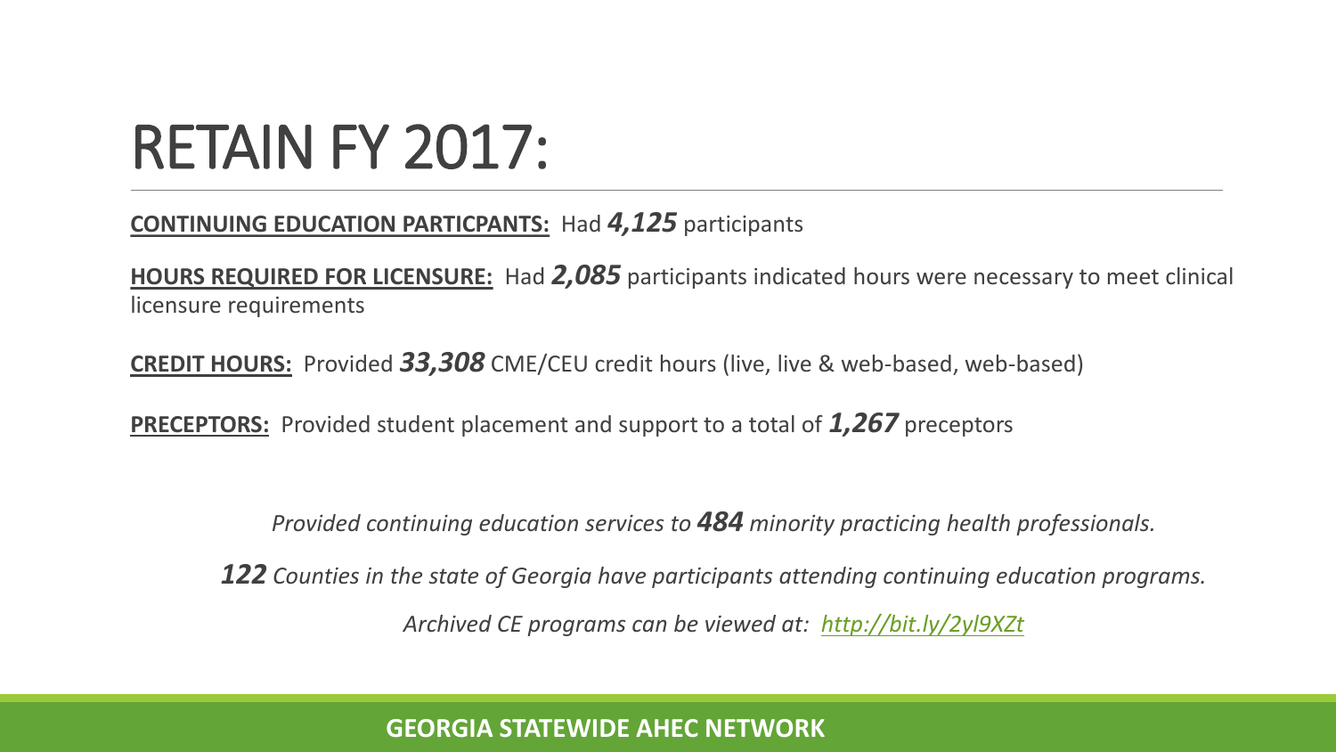# RETAIN FY 2017:

**CONTINUING EDUCATION PARTICPANTS:** Had ***4,125*** participants

**HOURS REQUIRED FOR LICENSURE:** Had ***2,085*** participants indicated hours were necessary to meet clinical licensure requirements

**CREDIT HOURS:** Provided ***33,308*** CME/CEU credit hours (live, live & web-based, web-based)

**PRECEPTORS:** Provided student placement and support to a total of ***1,267*** preceptors

*Provided continuing education services to **484** minority practicing health professionals.*

***122*** *Counties in the state of Georgia have participants attending continuing education programs.*

*Archived CE programs can be viewed at: http://bit.ly/2yl9XZt*

**GEORGIA STATEWIDE AHEC NETWORK**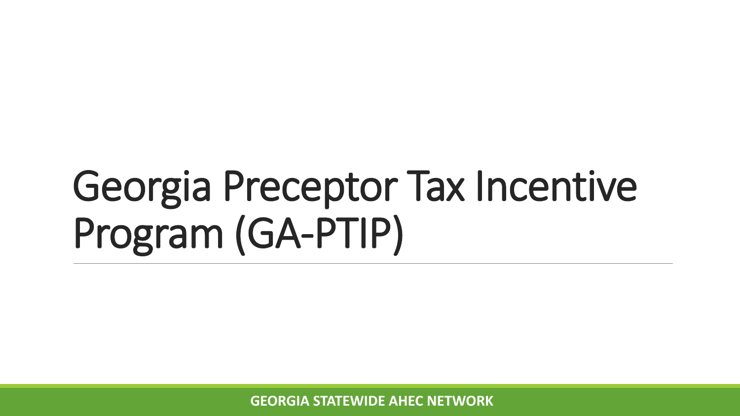# Georgia Preceptor Tax Incentive Program (GA-PTIP)

**GEORGIA STATEWIDE AHEC NETWORK**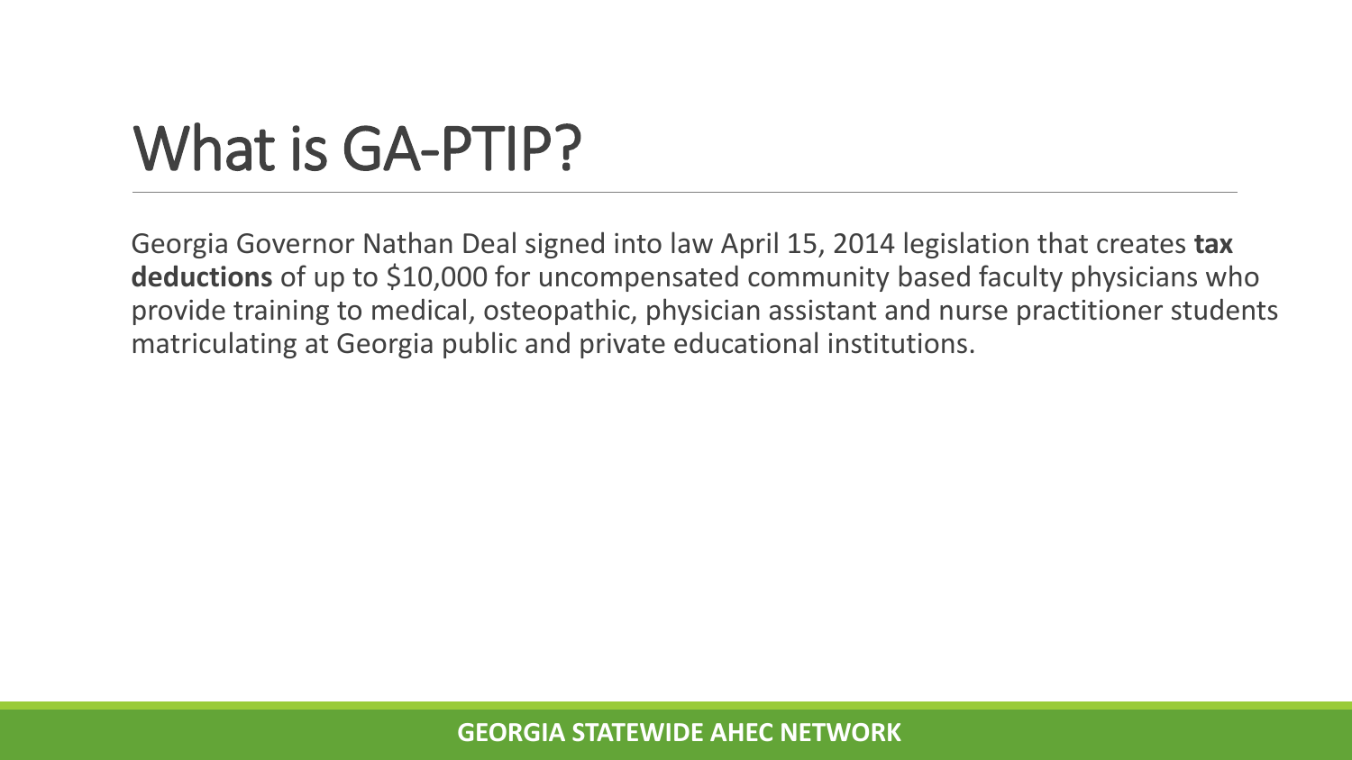# What is GA-PTIP?

Georgia Governor Nathan Deal signed into law April 15, 2014 legislation that creates **tax deductions** of up to $10,000 for uncompensated community based faculty physicians who provide training to medical, osteopathic, physician assistant and nurse practitioner students matriculating at Georgia public and private educational institutions.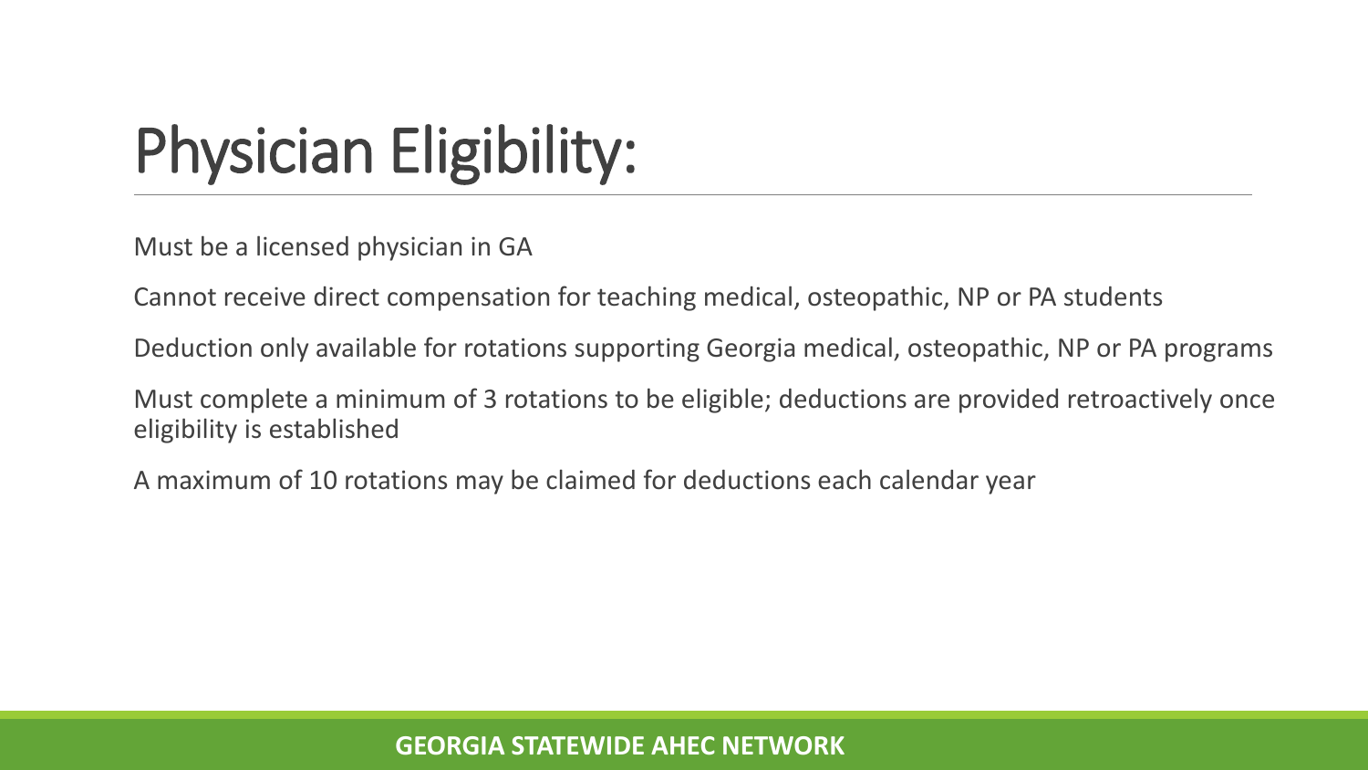# Physician Eligibility:

Must be a licensed physician in GA

Cannot receive direct compensation for teaching medical, osteopathic, NP or PA students

Deduction only available for rotations supporting Georgia medical, osteopathic, NP or PA programs

Must complete a minimum of 3 rotations to be eligible; deductions are provided retroactively once eligibility is established

A maximum of 10 rotations may be claimed for deductions each calendar year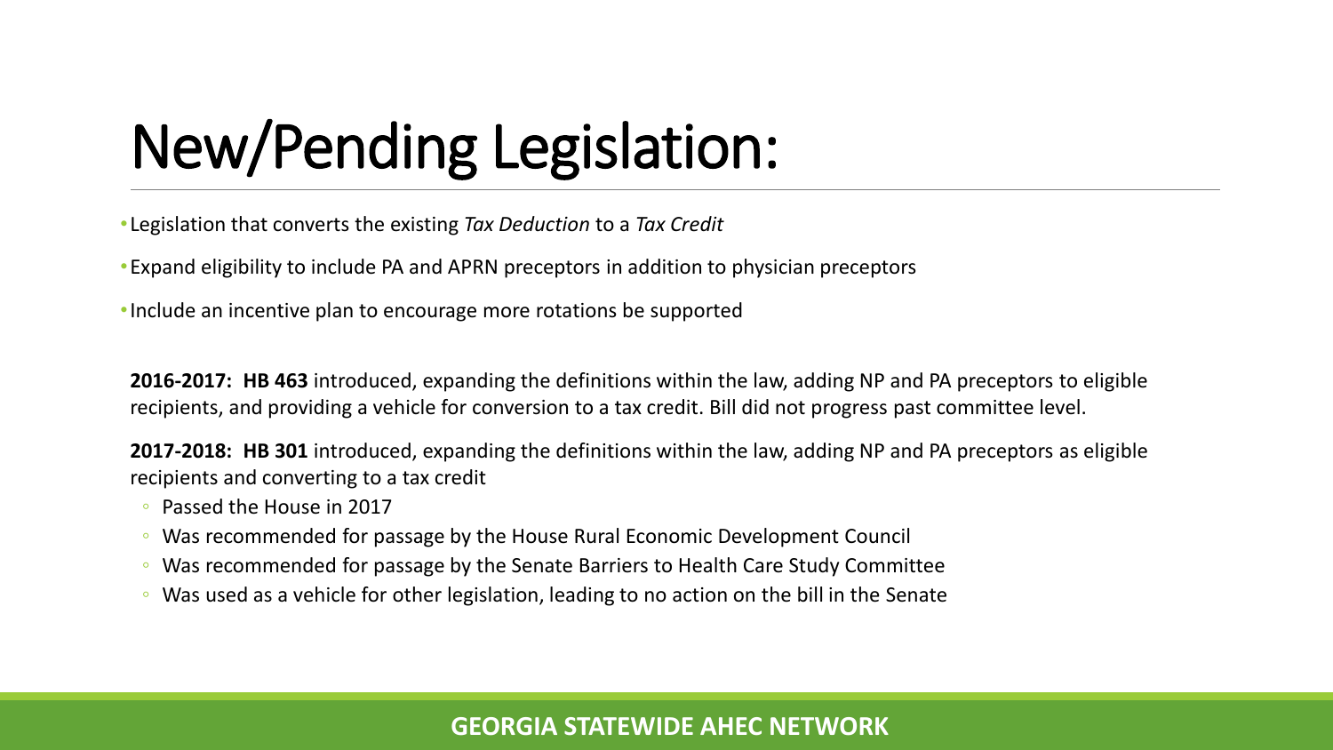# New/Pending Legislation:

- Legislation that converts the existing *Tax Deduction* to a *Tax Credit*
- Expand eligibility to include PA and APRN preceptors in addition to physician preceptors
- Include an incentive plan to encourage more rotations be supported

**2016-2017: HB 463** introduced, expanding the definitions within the law, adding NP and PA preceptors to eligible recipients, and providing a vehicle for conversion to a tax credit. Bill did not progress past committee level.

**2017-2018: HB 301** introduced, expanding the definitions within the law, adding NP and PA preceptors as eligible recipients and converting to a tax credit

- Passed the House in 2017
- Was recommended for passage by the House Rural Economic Development Council
- Was recommended for passage by the Senate Barriers to Health Care Study Committee
- Was used as a vehicle for other legislation, leading to no action on the bill in the Senate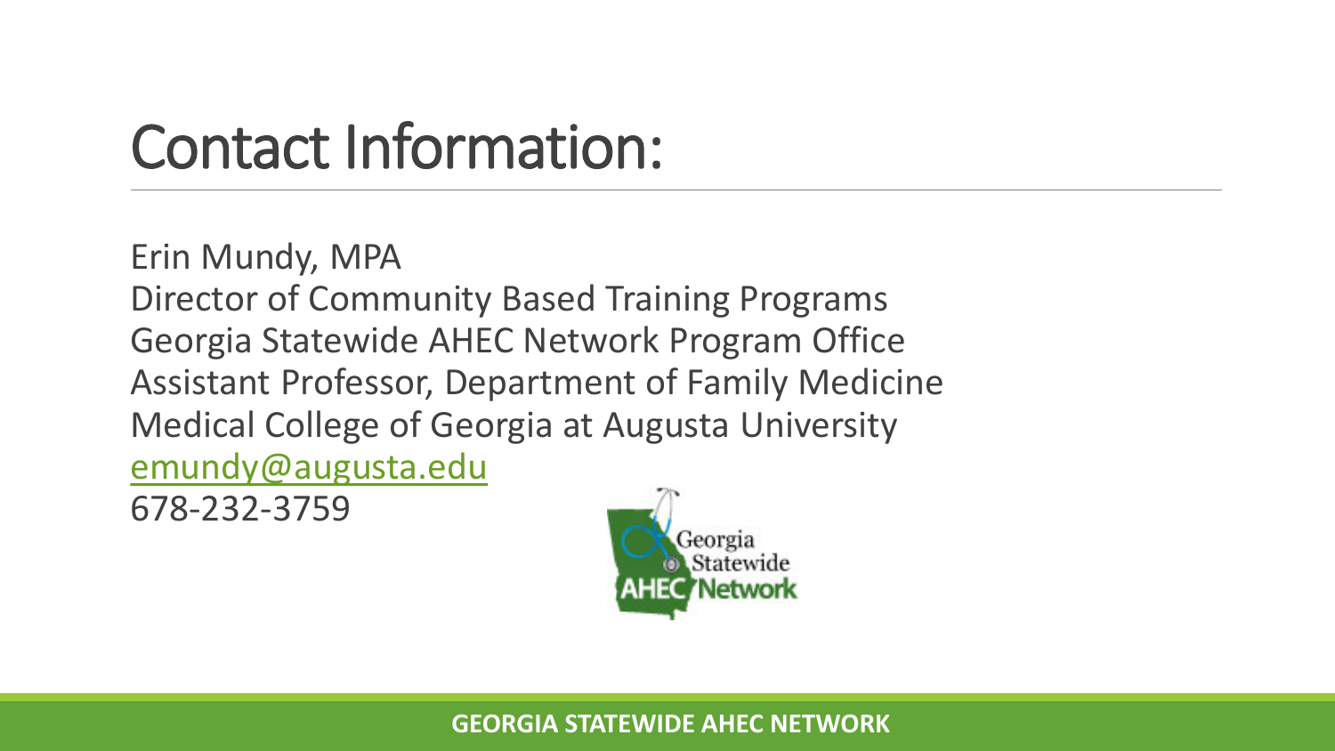# Contact Information:

Erin Mundy, MPA
Director of Community Based Training Programs
Georgia Statewide AHEC Network Program Office
Assistant Professor, Department of Family Medicine
Medical College of Georgia at Augusta University
emundy@augusta.edu
678-232-3759